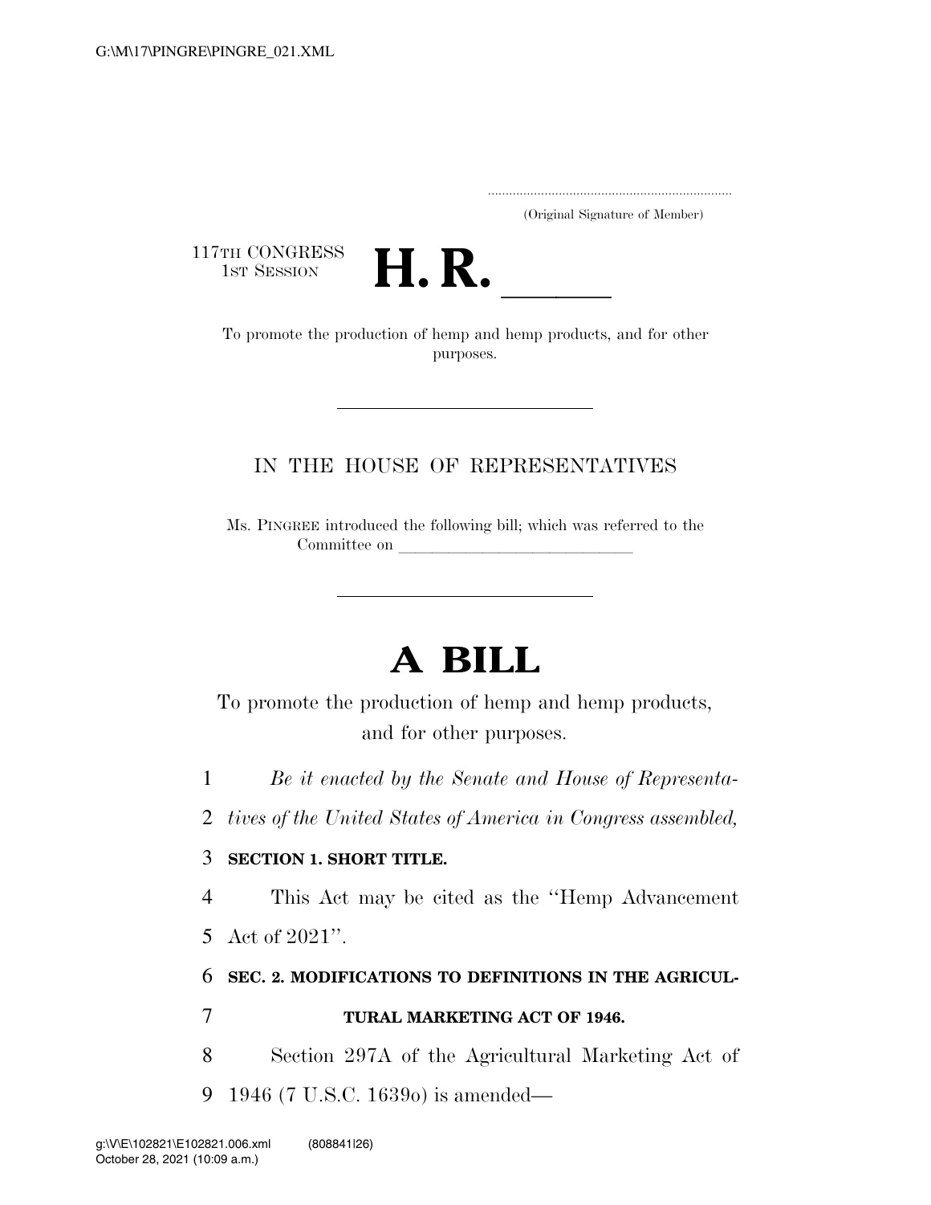(Original Signature of Member)

117TH CONGRESS
1ST SESSION

# H. R. ____

To promote the production of hemp and hemp products, and for other purposes.

---

IN THE HOUSE OF REPRESENTATIVES

Ms. PINGREE introduced the following bill; which was referred to the Committee on ______________________________

---

# A BILL

To promote the production of hemp and hemp products, and for other purposes.

1 *Be it enacted by the Senate and House of Representa-*
2 *tives of the United States of America in Congress assembled,*

3 **SECTION 1. SHORT TITLE.**

4 This Act may be cited as the ''Hemp Advancement
5 Act of 2021''.

6 **SEC. 2. MODIFICATIONS TO DEFINITIONS IN THE AGRICUL-**
7 **TURAL MARKETING ACT OF 1946.**

8 Section 297A of the Agricultural Marketing Act of
9 1946 (7 U.S.C. 1639o) is amended—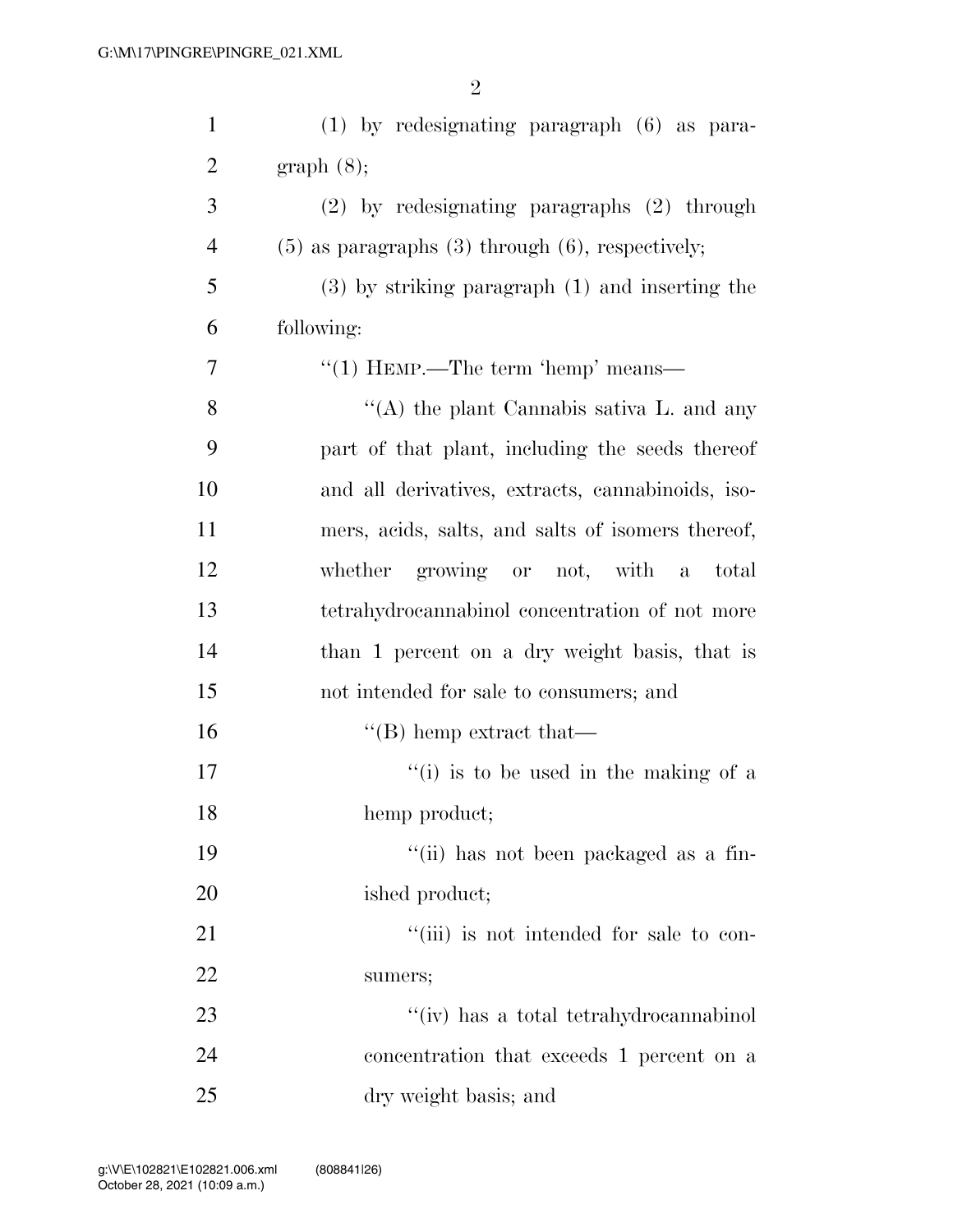(1) by redesignating paragraph (6) as paragraph (8);

(2) by redesignating paragraphs (2) through (5) as paragraphs (3) through (6), respectively;

(3) by striking paragraph (1) and inserting the following:

"(1) HEMP.—The term 'hemp' means—

"(A) the plant Cannabis sativa L. and any part of that plant, including the seeds thereof and all derivatives, extracts, cannabinoids, isomers, acids, salts, and salts of isomers thereof, whether growing or not, with a total tetrahydrocannabinol concentration of not more than 1 percent on a dry weight basis, that is not intended for sale to consumers; and

"(B) hemp extract that—

"(i) is to be used in the making of a hemp product;

"(ii) has not been packaged as a finished product;

"(iii) is not intended for sale to consumers;

"(iv) has a total tetrahydrocannabinol concentration that exceeds 1 percent on a dry weight basis; and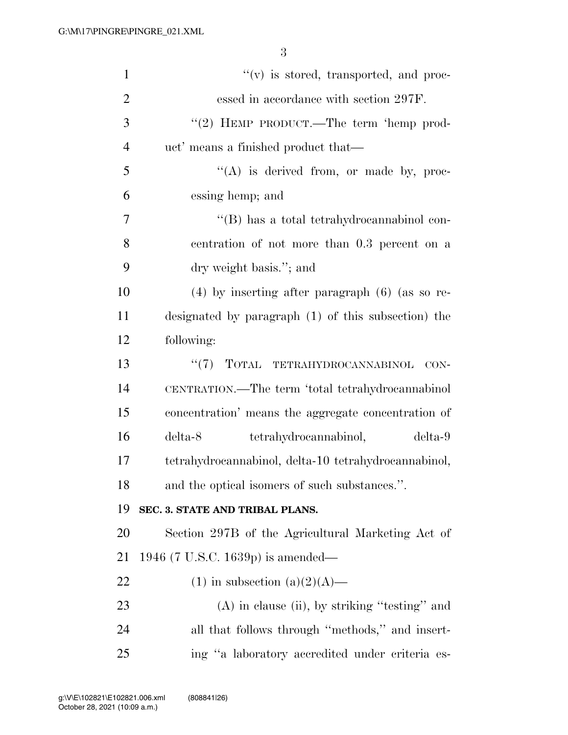"(v) is stored, transported, and processed in accordance with section 297F.

"(2) HEMP PRODUCT.—The term 'hemp product' means a finished product that—

"(A) is derived from, or made by, processing hemp; and

"(B) has a total tetrahydrocannabinol concentration of not more than 0.3 percent on a dry weight basis."; and

(4) by inserting after paragraph (6) (as so redesignated by paragraph (1) of this subsection) the following:

"(7) TOTAL TETRAHYDROCANNABINOL CONCENTRATION.—The term 'total tetrahydrocannabinol concentration' means the aggregate concentration of delta-8 tetrahydrocannabinol, delta-9 tetrahydrocannabinol, delta-10 tetrahydrocannabinol, and the optical isomers of such substances.".

**SEC. 3. STATE AND TRIBAL PLANS.**

Section 297B of the Agricultural Marketing Act of 1946 (7 U.S.C. 1639p) is amended—

(1) in subsection (a)(2)(A)—

(A) in clause (ii), by striking "testing" and all that follows through "methods," and inserting "a laboratory accredited under criteria es-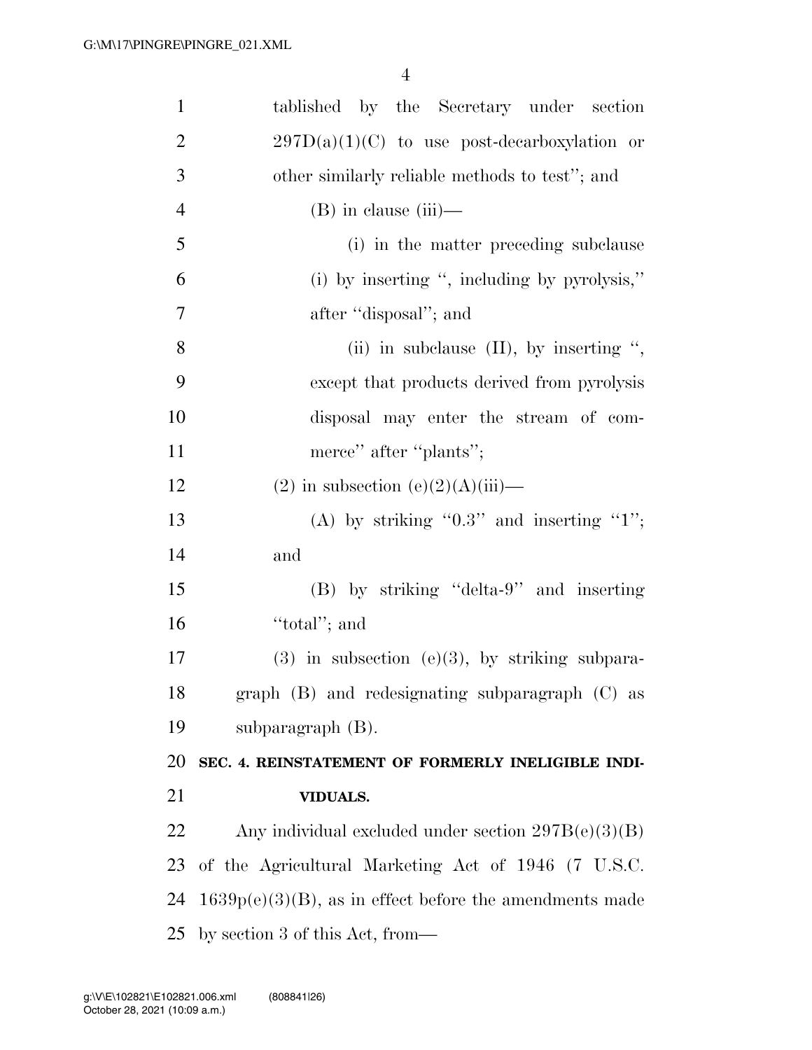tablished by the Secretary under section 297D(a)(1)(C) to use post-decarboxylation or other similarly reliable methods to test''; and

(B) in clause (iii)—

(i) in the matter preceding subclause (i) by inserting '', including by pyrolysis,'' after ''disposal''; and

(ii) in subclause (II), by inserting '', except that products derived from pyrolysis disposal may enter the stream of commerce'' after ''plants'';

(2) in subsection (e)(2)(A)(iii)—

(A) by striking ''0.3'' and inserting ''1''; and

(B) by striking ''delta-9'' and inserting ''total''; and

(3) in subsection (e)(3), by striking subparagraph (B) and redesignating subparagraph (C) as subparagraph (B).

**SEC. 4. REINSTATEMENT OF FORMERLY INELIGIBLE INDIVIDUALS.**

Any individual excluded under section 297B(e)(3)(B) of the Agricultural Marketing Act of 1946 (7 U.S.C. 1639p(e)(3)(B), as in effect before the amendments made by section 3 of this Act, from—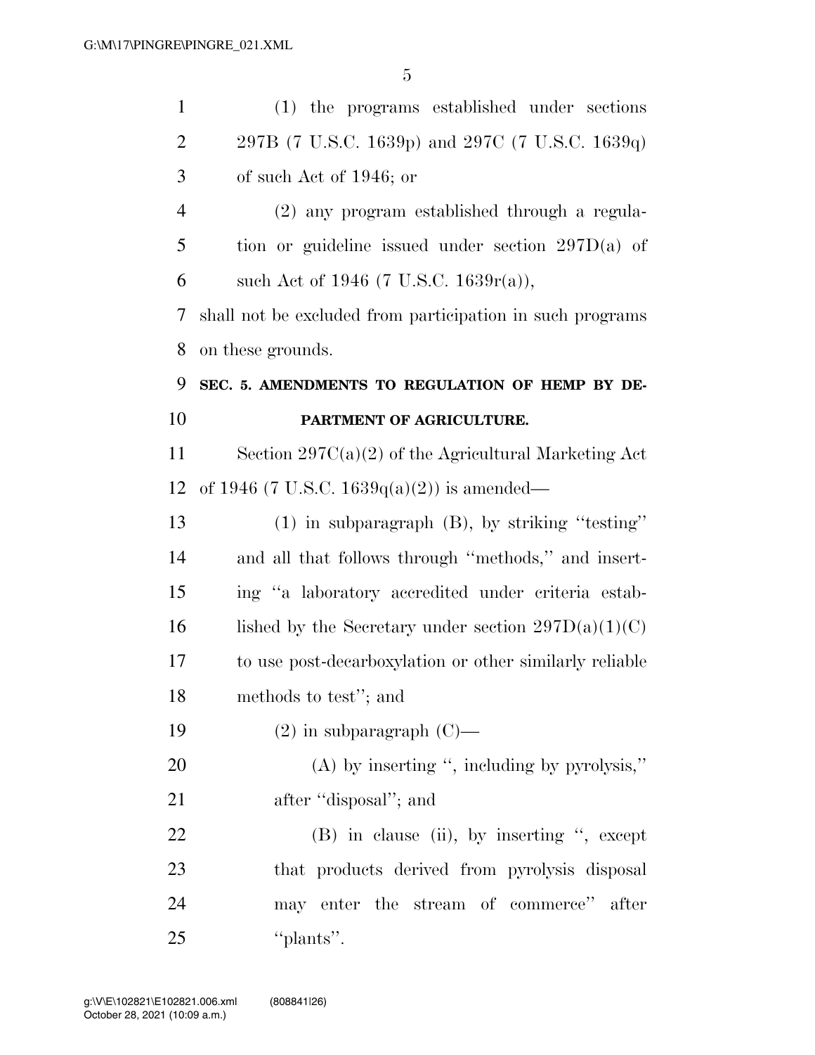(1) the programs established under sections 297B (7 U.S.C. 1639p) and 297C (7 U.S.C. 1639q) of such Act of 1946; or

(2) any program established through a regulation or guideline issued under section 297D(a) of such Act of 1946 (7 U.S.C. 1639r(a)),

shall not be excluded from participation in such programs on these grounds.

**SEC. 5. AMENDMENTS TO REGULATION OF HEMP BY DEPARTMENT OF AGRICULTURE.**

Section 297C(a)(2) of the Agricultural Marketing Act of 1946 (7 U.S.C. 1639q(a)(2)) is amended—

(1) in subparagraph (B), by striking "testing" and all that follows through "methods," and inserting "a laboratory accredited under criteria established by the Secretary under section 297D(a)(1)(C) to use post-decarboxylation or other similarly reliable methods to test"; and

(2) in subparagraph (C)—

(A) by inserting ", including by pyrolysis," after "disposal"; and

(B) in clause (ii), by inserting ", except that products derived from pyrolysis disposal may enter the stream of commerce" after "plants".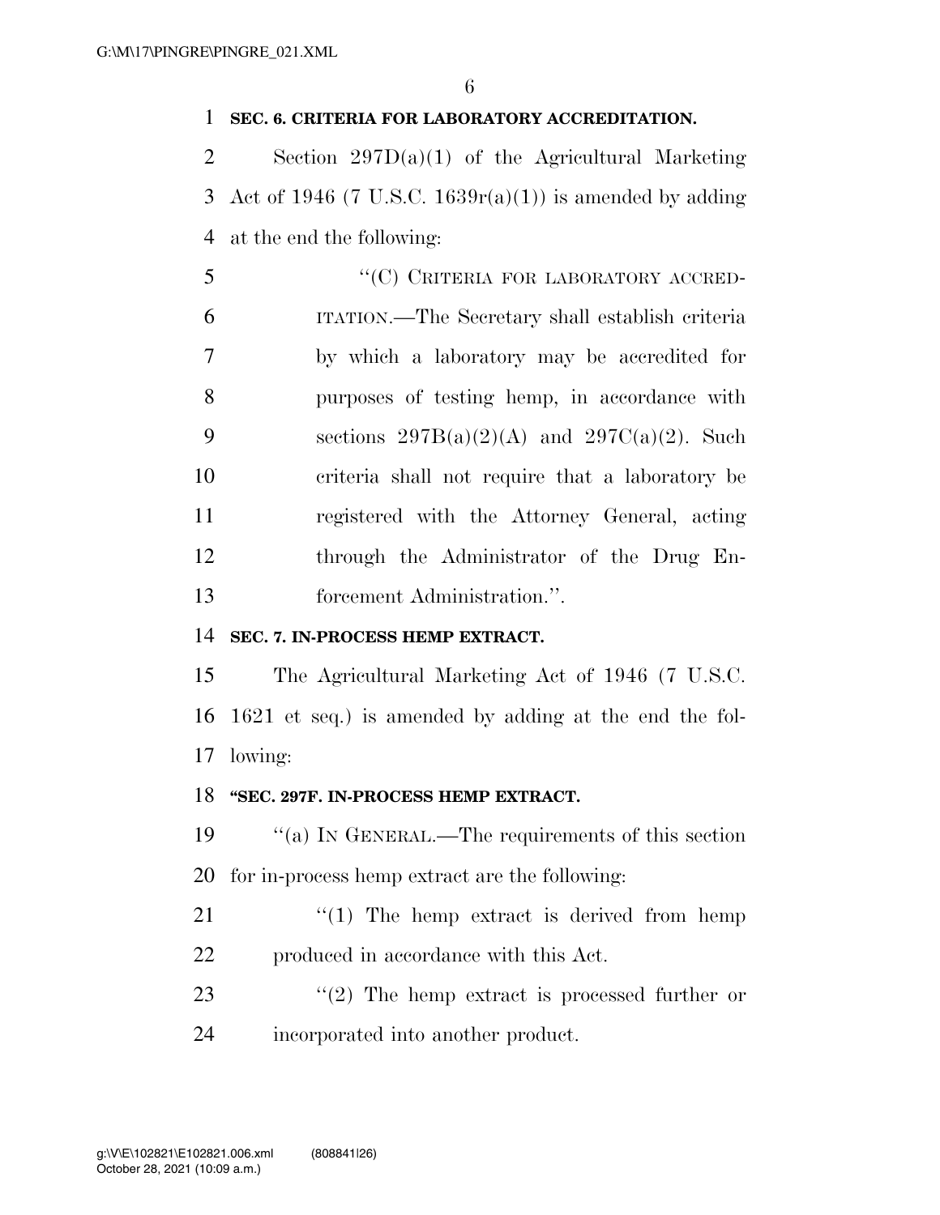**SEC. 6. CRITERIA FOR LABORATORY ACCREDITATION.**

Section 297D(a)(1) of the Agricultural Marketing Act of 1946 (7 U.S.C. 1639r(a)(1)) is amended by adding at the end the following:

"(C) CRITERIA FOR LABORATORY ACCREDITATION.—The Secretary shall establish criteria by which a laboratory may be accredited for purposes of testing hemp, in accordance with sections 297B(a)(2)(A) and 297C(a)(2). Such criteria shall not require that a laboratory be registered with the Attorney General, acting through the Administrator of the Drug Enforcement Administration.".

**SEC. 7. IN-PROCESS HEMP EXTRACT.**

The Agricultural Marketing Act of 1946 (7 U.S.C. 1621 et seq.) is amended by adding at the end the following:

**"SEC. 297F. IN-PROCESS HEMP EXTRACT.**

"(a) IN GENERAL.—The requirements of this section for in-process hemp extract are the following:

"(1) The hemp extract is derived from hemp produced in accordance with this Act.

"(2) The hemp extract is processed further or incorporated into another product.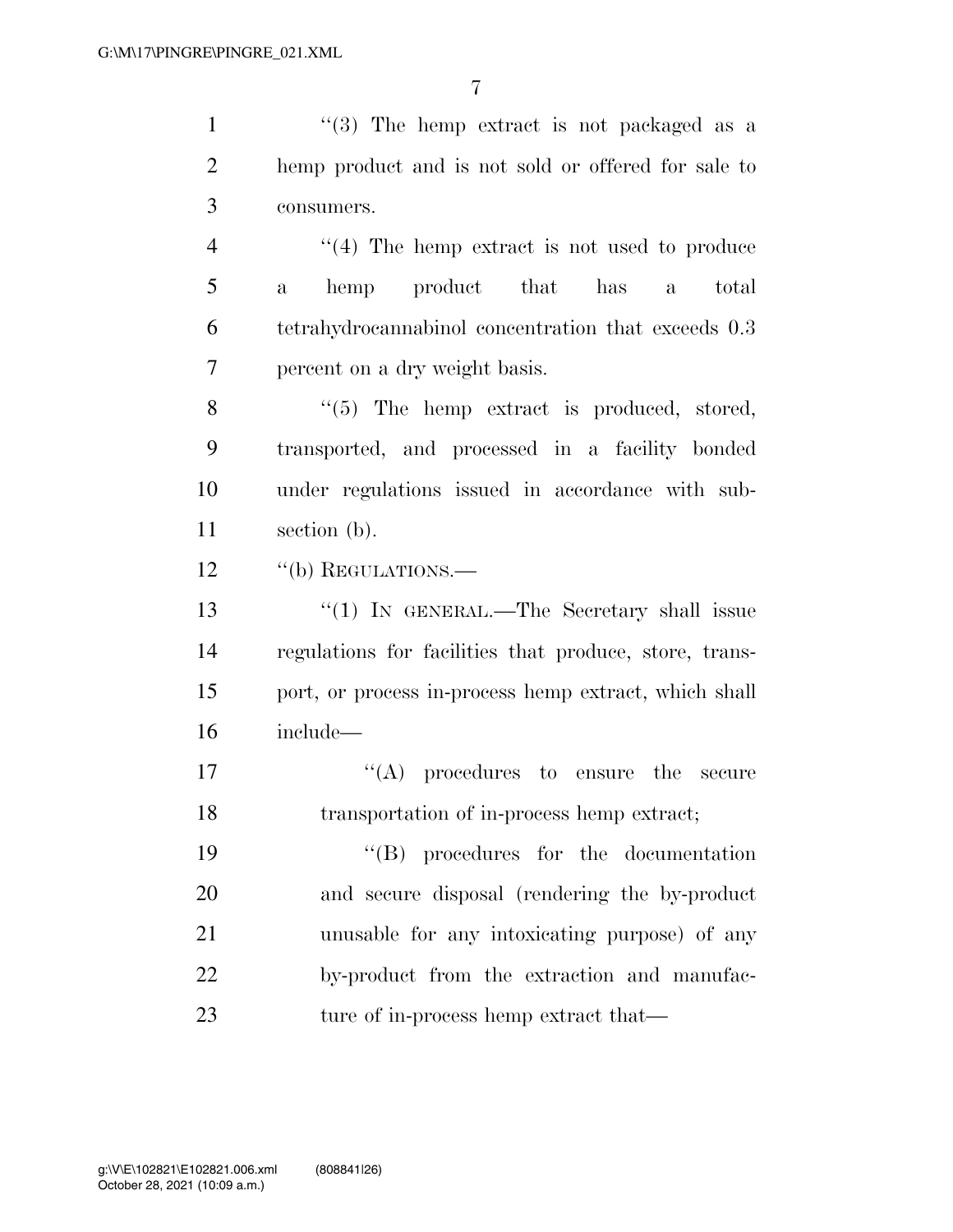"(3) The hemp extract is not packaged as a hemp product and is not sold or offered for sale to consumers.

"(4) The hemp extract is not used to produce a hemp product that has a total tetrahydrocannabinol concentration that exceeds 0.3 percent on a dry weight basis.

"(5) The hemp extract is produced, stored, transported, and processed in a facility bonded under regulations issued in accordance with subsection (b).

"(b) REGULATIONS.—

"(1) IN GENERAL.—The Secretary shall issue regulations for facilities that produce, store, transport, or process in-process hemp extract, which shall include—

"(A) procedures to ensure the secure transportation of in-process hemp extract;

"(B) procedures for the documentation and secure disposal (rendering the by-product unusable for any intoxicating purpose) of any by-product from the extraction and manufacture of in-process hemp extract that—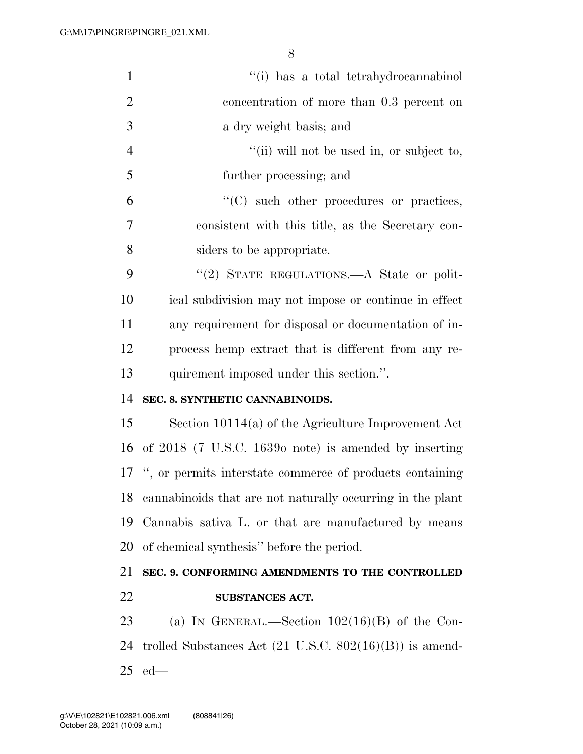"(i) has a total tetrahydrocannabinol concentration of more than 0.3 percent on a dry weight basis; and

"(ii) will not be used in, or subject to, further processing; and

"(C) such other procedures or practices, consistent with this title, as the Secretary considers to be appropriate.

"(2) STATE REGULATIONS.—A State or political subdivision may not impose or continue in effect any requirement for disposal or documentation of in-process hemp extract that is different from any requirement imposed under this section.".

**SEC. 8. SYNTHETIC CANNABINOIDS.**

Section 10114(a) of the Agriculture Improvement Act of 2018 (7 U.S.C. 1639o note) is amended by inserting ", or permits interstate commerce of products containing cannabinoids that are not naturally occurring in the plant Cannabis sativa L. or that are manufactured by means of chemical synthesis" before the period.

**SEC. 9. CONFORMING AMENDMENTS TO THE CONTROLLED SUBSTANCES ACT.**

(a) IN GENERAL.—Section 102(16)(B) of the Controlled Substances Act (21 U.S.C. 802(16)(B)) is amended—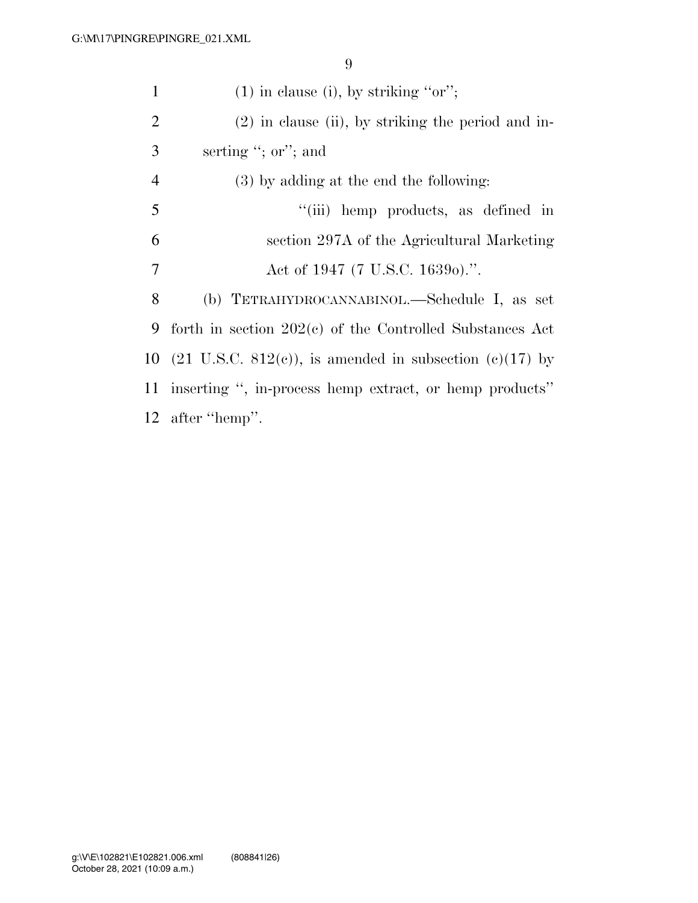(1) in clause (i), by striking "or";

(2) in clause (ii), by striking the period and inserting "; or"; and

(3) by adding at the end the following:

"(iii) hemp products, as defined in section 297A of the Agricultural Marketing Act of 1947 (7 U.S.C. 1639o).".

(b) TETRAHYDROCANNABINOL.—Schedule I, as set forth in section 202(c) of the Controlled Substances Act (21 U.S.C. 812(c)), is amended in subsection (c)(17) by inserting ", in-process hemp extract, or hemp products" after "hemp".